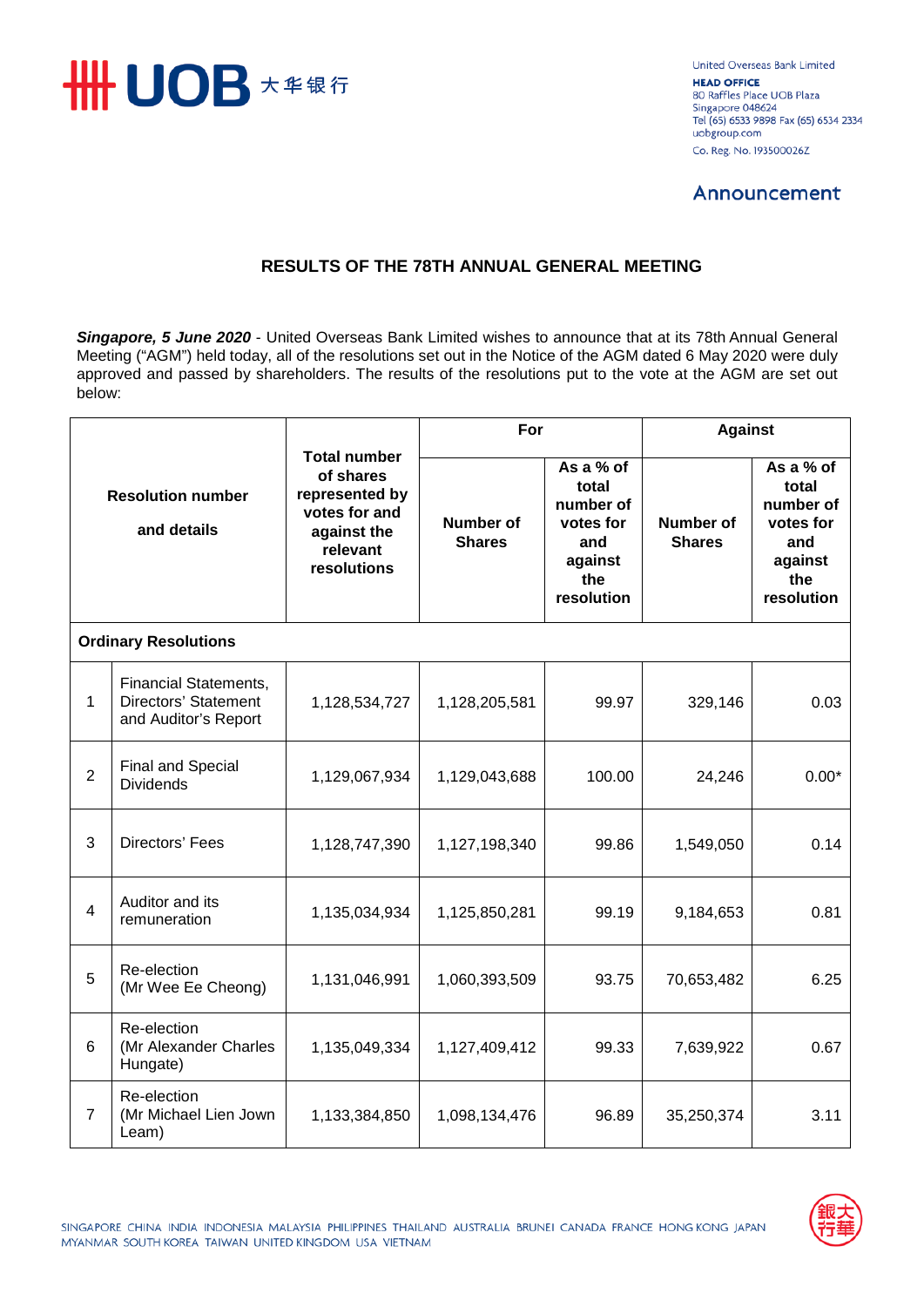United Overseas Bank Limited
**HEAD OFFICE**
80 Raffles Place UOB Plaza
Singapore 048624
Tel (65) 6533 9898 Fax (65) 6534 2334
uobgroup.com
Co. Reg. No. 193500026Z

## Announcement

# RESULTS OF THE 78TH ANNUAL GENERAL MEETING

***Singapore, 5 June 2020*** - United Overseas Bank Limited wishes to announce that at its 78th Annual General Meeting ("AGM") held today, all of the resolutions set out in the Notice of the AGM dated 6 May 2020 were duly approved and passed by shareholders. The results of the resolutions put to the vote at the AGM are set out below:

| Resolution number and details | | Total number of shares represented by votes for and against the relevant resolutions | For | | Against | |
|---|---|---|---|---|---|---|
| | | | Number of Shares | As a % of total number of votes for and against the resolution | Number of Shares | As a % of total number of votes for and against the resolution |
| **Ordinary Resolutions** | | | | | | |
| 1 | Financial Statements, Directors' Statement and Auditor's Report | 1,128,534,727 | 1,128,205,581 | 99.97 | 329,146 | 0.03 |
| 2 | Final and Special Dividends | 1,129,067,934 | 1,129,043,688 | 100.00 | 24,246 | 0.00* |
| 3 | Directors' Fees | 1,128,747,390 | 1,127,198,340 | 99.86 | 1,549,050 | 0.14 |
| 4 | Auditor and its remuneration | 1,135,034,934 | 1,125,850,281 | 99.19 | 9,184,653 | 0.81 |
| 5 | Re-election (Mr Wee Ee Cheong) | 1,131,046,991 | 1,060,393,509 | 93.75 | 70,653,482 | 6.25 |
| 6 | Re-election (Mr Alexander Charles Hungate) | 1,135,049,334 | 1,127,409,412 | 99.33 | 7,639,922 | 0.67 |
| 7 | Re-election (Mr Michael Lien Jown Leam) | 1,133,384,850 | 1,098,134,476 | 96.89 | 35,250,374 | 3.11 |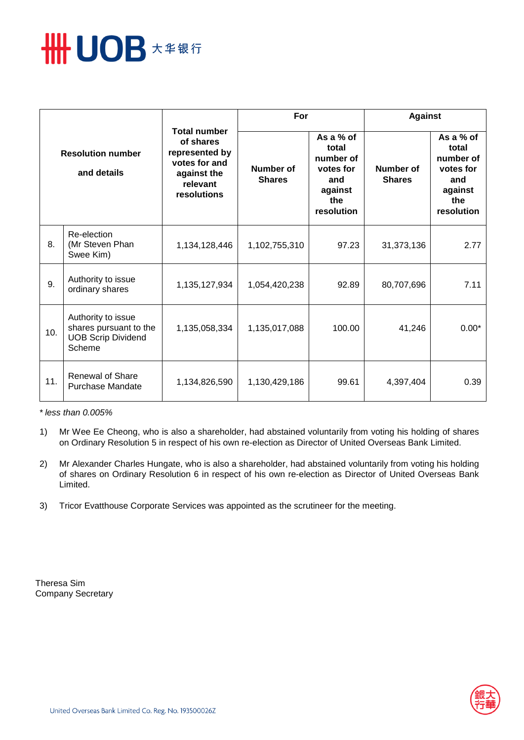| Resolution number and details | | Total number of shares represented by votes for and against the relevant resolutions | For | | Against | |
|---|---|---|---|---|---|---|
| | | | Number of Shares | As a % of total number of votes for and against the resolution | Number of Shares | As a % of total number of votes for and against the resolution |
| 8. | Re-election (Mr Steven Phan Swee Kim) | 1,134,128,446 | 1,102,755,310 | 97.23 | 31,373,136 | 2.77 |
| 9. | Authority to issue ordinary shares | 1,135,127,934 | 1,054,420,238 | 92.89 | 80,707,696 | 7.11 |
| 10. | Authority to issue shares pursuant to the UOB Scrip Dividend Scheme | 1,135,058,334 | 1,135,017,088 | 100.00 | 41,246 | 0.00* |
| 11. | Renewal of Share Purchase Mandate | 1,134,826,590 | 1,130,429,186 | 99.61 | 4,397,404 | 0.39 |

*\* less than 0.005%*

1) Mr Wee Ee Cheong, who is also a shareholder, had abstained voluntarily from voting his holding of shares on Ordinary Resolution 5 in respect of his own re-election as Director of United Overseas Bank Limited.

2) Mr Alexander Charles Hungate, who is also a shareholder, had abstained voluntarily from voting his holding of shares on Ordinary Resolution 6 in respect of his own re-election as Director of United Overseas Bank Limited.

3) Tricor Evatthouse Corporate Services was appointed as the scrutineer for the meeting.

Theresa Sim
Company Secretary